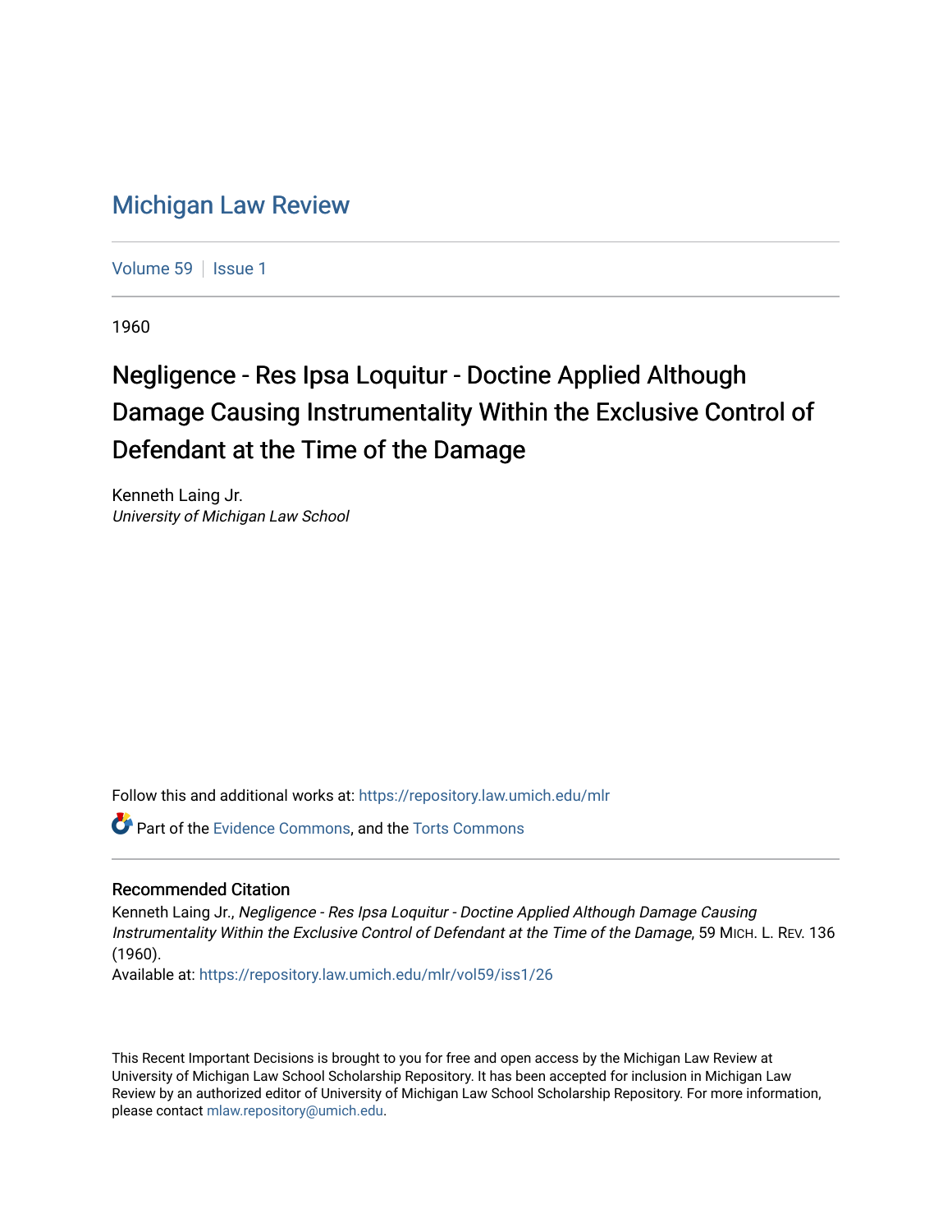# Michigan Law Review

Volume 59 | Issue 1

1960

## Negligence - Res Ipsa Loquitur - Doctine Applied Although Damage Causing Instrumentality Within the Exclusive Control of Defendant at the Time of the Damage

Kenneth Laing Jr.
*University of Michigan Law School*

Follow this and additional works at: https://repository.law.umich.edu/mlr

Part of the Evidence Commons, and the Torts Commons

### Recommended Citation

Kenneth Laing Jr., *Negligence - Res Ipsa Loquitur - Doctine Applied Although Damage Causing Instrumentality Within the Exclusive Control of Defendant at the Time of the Damage*, 59 MICH. L. REV. 136 (1960).
Available at: https://repository.law.umich.edu/mlr/vol59/iss1/26

This Recent Important Decisions is brought to you for free and open access by the Michigan Law Review at University of Michigan Law School Scholarship Repository. It has been accepted for inclusion in Michigan Law Review by an authorized editor of University of Michigan Law School Scholarship Repository. For more information, please contact mlaw.repository@umich.edu.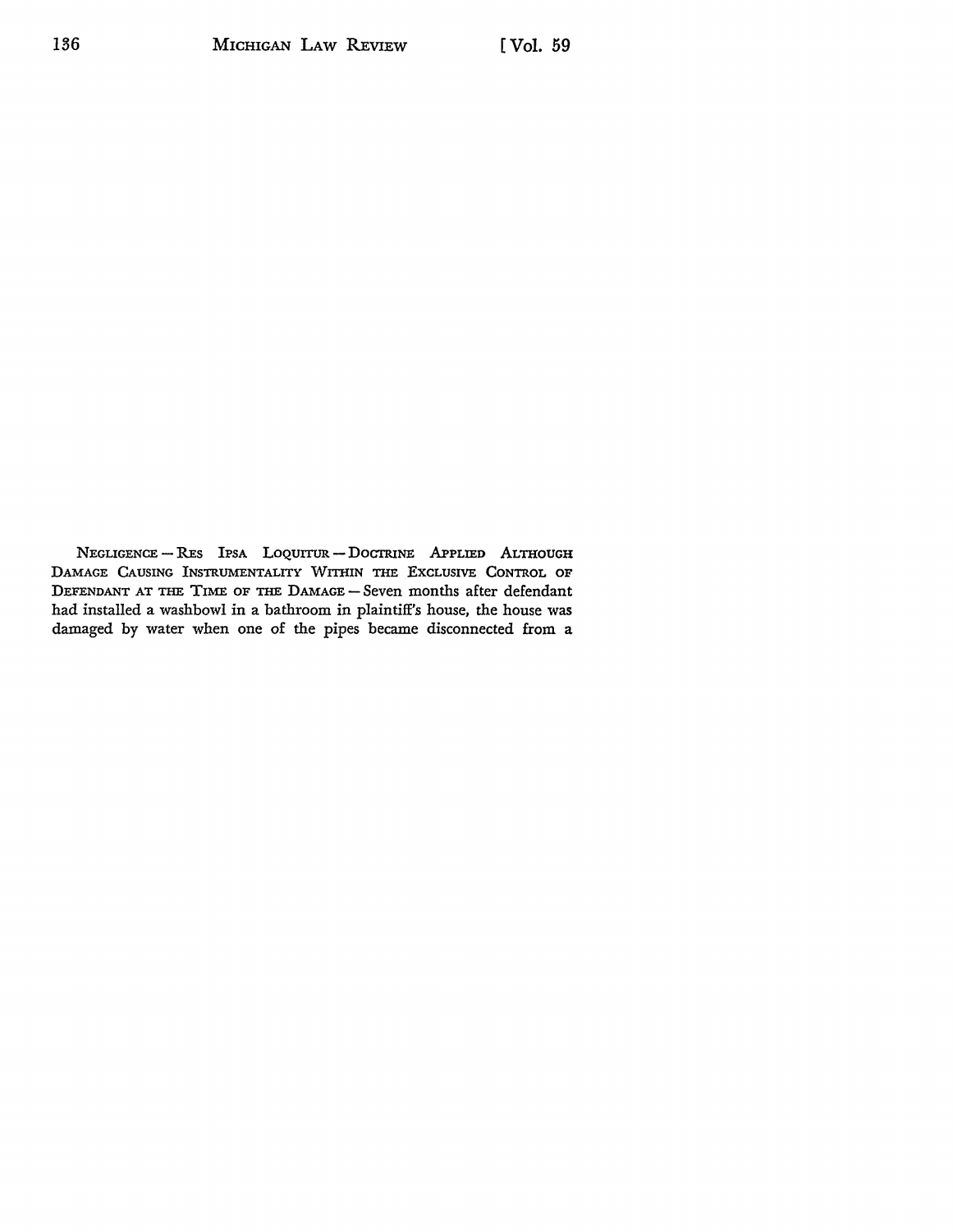NEGLIGENCE — RES IPSA LOQUITUR — DOCTRINE APPLIED ALTHOUGH DAMAGE CAUSING INSTRUMENTALITY WITHIN THE EXCLUSIVE CONTROL OF DEFENDANT AT THE TIME OF THE DAMAGE — Seven months after defendant had installed a washbowl in a bathroom in plaintiff's house, the house was damaged by water when one of the pipes became disconnected from a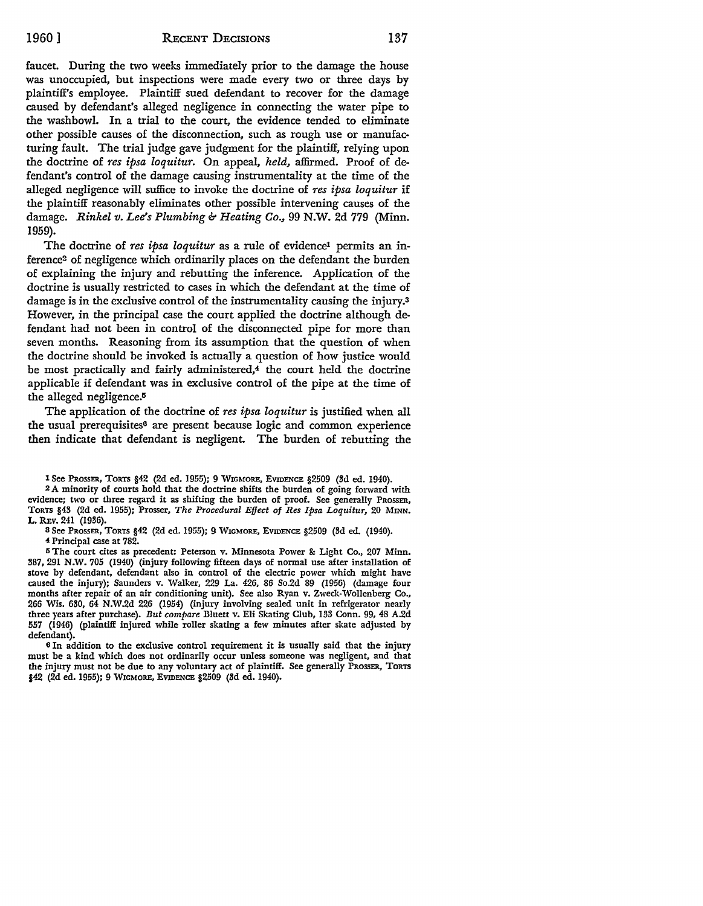faucet. During the two weeks immediately prior to the damage the house was unoccupied, but inspections were made every two or three days by plaintiff's employee. Plaintiff sued defendant to recover for the damage caused by defendant's alleged negligence in connecting the water pipe to the washbowl. In a trial to the court, the evidence tended to eliminate other possible causes of the disconnection, such as rough use or manufacturing fault. The trial judge gave judgment for the plaintiff, relying upon the doctrine of *res ipsa loquitur*. On appeal, *held*, affirmed. Proof of defendant's control of the damage causing instrumentality at the time of the alleged negligence will suffice to invoke the doctrine of *res ipsa loquitur* if the plaintiff reasonably eliminates other possible intervening causes of the damage. *Rinkel v. Lee's Plumbing & Heating Co.*, 99 N.W. 2d 779 (Minn. 1959).

The doctrine of *res ipsa loquitur* as a rule of evidence[1] permits an inference[2] of negligence which ordinarily places on the defendant the burden of explaining the injury and rebutting the inference. Application of the doctrine is usually restricted to cases in which the defendant at the time of damage is in the exclusive control of the instrumentality causing the injury.[3] However, in the principal case the court applied the doctrine although defendant had not been in control of the disconnected pipe for more than seven months. Reasoning from its assumption that the question of when the doctrine should be invoked is actually a question of how justice would be most practically and fairly administered,[4] the court held the doctrine applicable if defendant was in exclusive control of the pipe at the time of the alleged negligence.[5]

The application of the doctrine of *res ipsa loquitur* is justified when all the usual prerequisites[6] are present because logic and common experience then indicate that defendant is negligent. The burden of rebutting the

---

[1] See PROSSER, TORTS §42 (2d ed. 1955); 9 WIGMORE, EVIDENCE §2509 (3d ed. 1940).

[2] A minority of courts hold that the doctrine shifts the burden of going forward with evidence; two or three regard it as shifting the burden of proof. See generally PROSSER, TORTS §43 (2d ed. 1955); Prosser, *The Procedural Effect of Res Ipsa Loquitur*, 20 MINN. L. REV. 241 (1936).

[3] See PROSSER, TORTS §42 (2d ed. 1955); 9 WIGMORE, EVIDENCE §2509 (3d ed. (1940).

[4] Principal case at 782.

[5] The court cites as precedent: Peterson v. Minnesota Power & Light Co., 207 Minn. 387, 291 N.W. 705 (1940) (injury following fifteen days of normal use after installation of stove by defendant, defendant also in control of the electric power which might have caused the injury); Saunders v. Walker, 229 La. 426, 86 So.2d 89 (1956) (damage four months after repair of an air conditioning unit). See also Ryan v. Zweck-Wollenberg Co., 266 Wis. 630, 64 N.W.2d 226 (1954) (injury involving sealed unit in refrigerator nearly three years after purchase). *But compare* Bluett v. Eli Skating Club, 133 Conn. 99, 48 A.2d 557 (1946) (plaintiff injured while roller skating a few minutes after skate adjusted by defendant).

[6] In addition to the exclusive control requirement it is usually said that the injury must be a kind which does not ordinarily occur unless someone was negligent, and that the injury must not be due to any voluntary act of plaintiff. See generally PROSSER, TORTS §42 (2d ed. 1955); 9 WIGMORE, EVIDENCE §2509 (3d ed. 1940).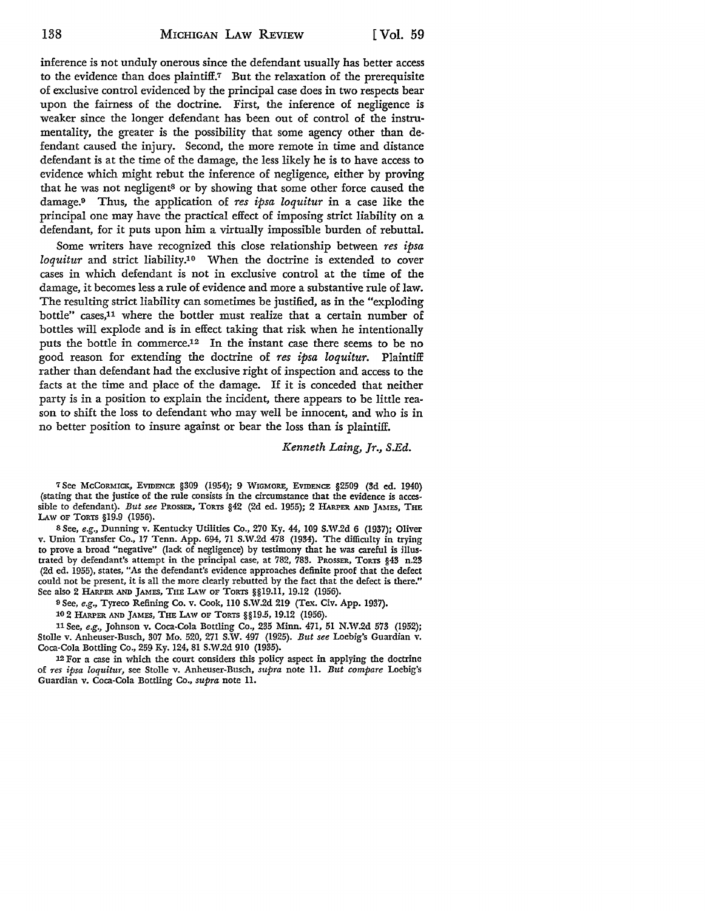inference is not unduly onerous since the defendant usually has better access to the evidence than does plaintiff.[7] But the relaxation of the prerequisite of exclusive control evidenced by the principal case does in two respects bear upon the fairness of the doctrine. First, the inference of negligence is weaker since the longer defendant has been out of control of the instrumentality, the greater is the possibility that some agency other than defendant caused the injury. Second, the more remote in time and distance defendant is at the time of the damage, the less likely he is to have access to evidence which might rebut the inference of negligence, either by proving that he was not negligent[8] or by showing that some other force caused the damage.[9] Thus, the application of *res ipsa loquitur* in a case like the principal one may have the practical effect of imposing strict liability on a defendant, for it puts upon him a virtually impossible burden of rebuttal.

Some writers have recognized this close relationship between *res ipsa loquitur* and strict liability.[10] When the doctrine is extended to cover cases in which defendant is not in exclusive control at the time of the damage, it becomes less a rule of evidence and more a substantive rule of law. The resulting strict liability can sometimes be justified, as in the "exploding bottle" cases,[11] where the bottler must realize that a certain number of bottles will explode and is in effect taking that risk when he intentionally puts the bottle in commerce.[12] In the instant case there seems to be no good reason for extending the doctrine of *res ipsa loquitur*. Plaintiff rather than defendant had the exclusive right of inspection and access to the facts at the time and place of the damage. If it is conceded that neither party is in a position to explain the incident, there appears to be little reason to shift the loss to defendant who may well be innocent, and who is in no better position to insure against or bear the loss than is plaintiff.

*Kenneth Laing, Jr., S.Ed.*

---

[7] See McCormick, Evidence §309 (1954); 9 Wigmore, Evidence §2509 (3d ed. 1940) (stating that the justice of the rule consists in the circumstance that the evidence is accessible to defendant). *But see* Prosser, Torts §42 (2d ed. 1955); 2 Harper and James, The Law of Torts §19.9 (1956).

[8] See, *e.g.*, Dunning v. Kentucky Utilities Co., 270 Ky. 44, 109 S.W.2d 6 (1937); Oliver v. Union Transfer Co., 17 Tenn. App. 694, 71 S.W.2d 478 (1934). The difficulty in trying to prove a broad "negative" (lack of negligence) by testimony that he was careful is illustrated by defendant's attempt in the principal case, at 782, 783. Prosser, Torts §43 n.23 (2d ed. 1955), states, "As the defendant's evidence approaches definite proof that the defect could not be present, it is all the more clearly rebutted by the fact that the defect is there." See also 2 Harper and James, The Law of Torts §§19.11, 19.12 (1956).

[9] See, *e.g.*, Tyreco Refining Co. v. Cook, 110 S.W.2d 219 (Tex. Civ. App. 1937).

[10] 2 Harper and James, The Law of Torts §§19.5, 19.12 (1956).

[11] See, *e.g.*, Johnson v. Coca-Cola Bottling Co., 235 Minn. 471, 51 N.W.2d 573 (1952); Stolle v. Anheuser-Busch, 307 Mo. 520, 271 S.W. 497 (1925). *But see* Loebig's Guardian v. Coca-Cola Bottling Co., 259 Ky. 124, 81 S.W.2d 910 (1935).

[12] For a case in which the court considers this policy aspect in applying the doctrine of *res ipsa loquitur*, see Stolle v. Anheuser-Busch, *supra* note 11. *But compare* Loebig's Guardian v. Coca-Cola Bottling Co., *supra* note 11.